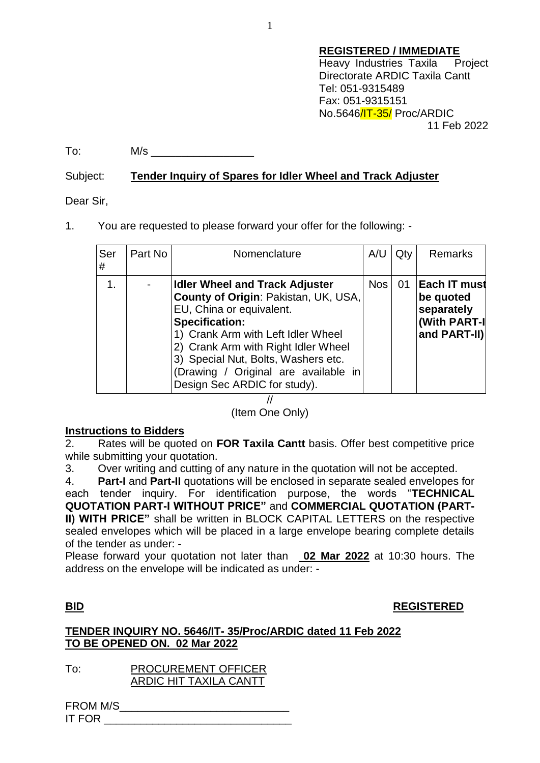**REGISTERED / IMMEDIATE**
Heavy Industries Taxila Project
Directorate ARDIC Taxila Cantt
Tel: 051-9315489
Fax: 051-9315151
No.5646/IT-35/ Proc/ARDIC
11 Feb 2022

To: M/s _________________

Subject: **Tender Inquiry of Spares for Idler Wheel and Track Adjuster**

Dear Sir,

1. You are requested to please forward your offer for the following: -

| Ser # | Part No | Nomenclature | A/U | Qty | Remarks |
|---|---|---|---|---|---|
| 1. | - | **Idler Wheel and Track Adjuster** **County of Origin**: Pakistan, UK, USA, EU, China or equivalent. **Specification:** 1) Crank Arm with Left Idler Wheel 2) Crank Arm with Right Idler Wheel 3) Special Nut, Bolts, Washers etc. (Drawing / Original are available in Design Sec ARDIC for study). | Nos | 01 | **Each IT must be quoted separately (With PART-I and PART-II)** |

//
(Item One Only)

**Instructions to Bidders**

2. Rates will be quoted on **FOR Taxila Cantt** basis. Offer best competitive price while submitting your quotation.

3. Over writing and cutting of any nature in the quotation will not be accepted.

4. **Part-I** and **Part-II** quotations will be enclosed in separate sealed envelopes for each tender inquiry. For identification purpose, the words "**TECHNICAL QUOTATION PART-I WITHOUT PRICE"** and **COMMERCIAL QUOTATION (PART-II) WITH PRICE"** shall be written in BLOCK CAPITAL LETTERS on the respective sealed envelopes which will be placed in a large envelope bearing complete details of the tender as under: -

Please forward your quotation not later than **02 Mar 2022** at 10:30 hours. The address on the envelope will be indicated as under: -

**BID** **REGISTERED**

**TENDER INQUIRY NO. 5646/IT- 35/Proc/ARDIC dated 11 Feb 2022**
**TO BE OPENED ON. 02 Mar 2022**

To: PROCUREMENT OFFICER
ARDIC HIT TAXILA CANTT

FROM M/S____________________________
IT FOR _______________________________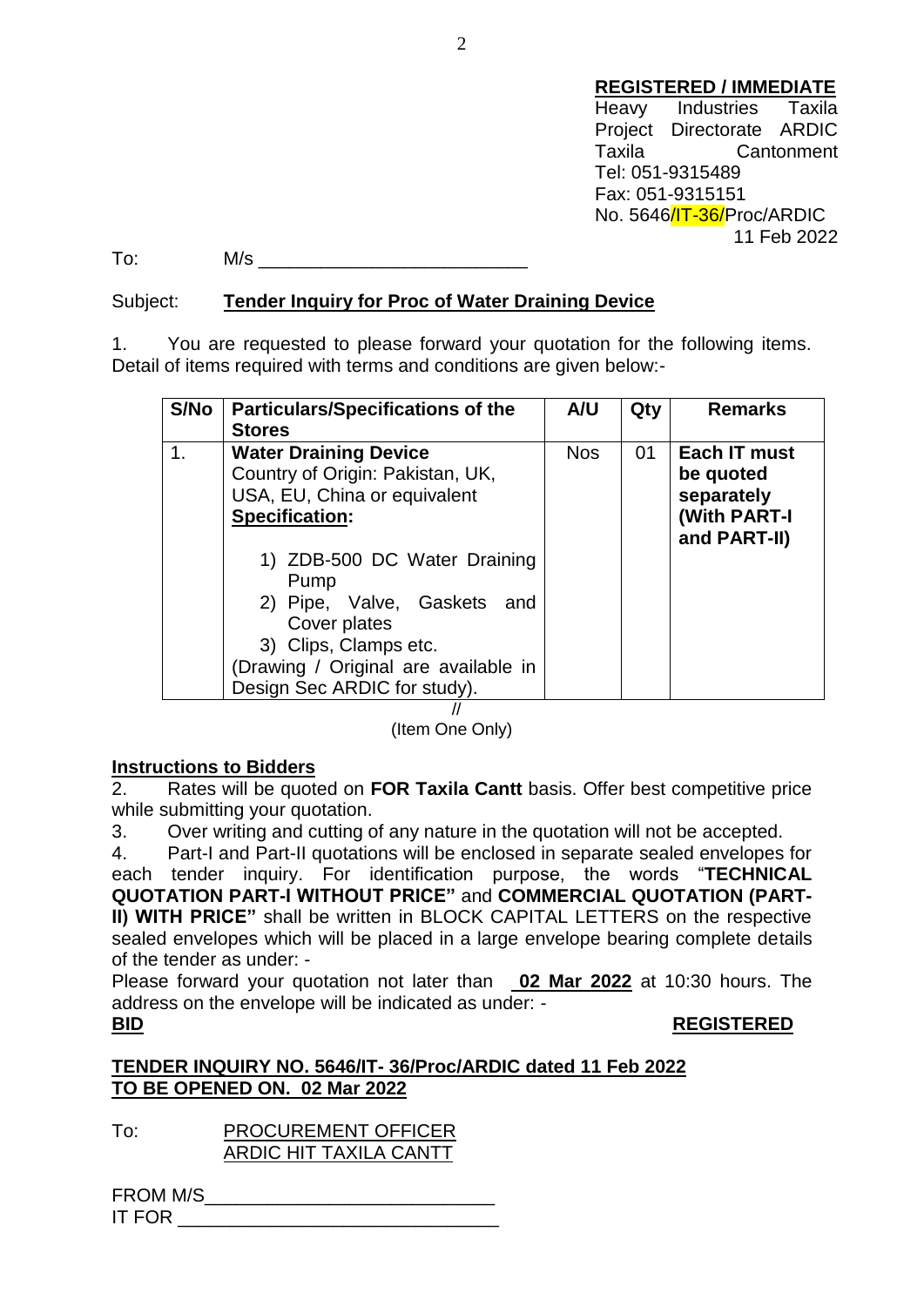**REGISTERED / IMMEDIATE**

Heavy Industries Taxila
Project Directorate ARDIC
Taxila Cantonment
Tel: 051-9315489
Fax: 051-9315151
No. 5646/IT-36/Proc/ARDIC
11 Feb 2022

To: M/s ___________________________

Subject: **Tender Inquiry for Proc of Water Draining Device**

1. You are requested to please forward your quotation for the following items. Detail of items required with terms and conditions are given below:-

| S/No | Particulars/Specifications of the Stores | A/U | Qty | Remarks |
|---|---|---|---|---|
| 1. | **Water Draining Device**<br>Country of Origin: Pakistan, UK, USA, EU, China or equivalent<br>**Specification:**<br>1) ZDB-500 DC Water Draining Pump<br>2) Pipe, Valve, Gaskets and Cover plates<br>3) Clips, Clamps etc.<br>(Drawing / Original are available in Design Sec ARDIC for study). | Nos | 01 | **Each IT must be quoted separately (With PART-I and PART-II)** |

//
(Item One Only)

**Instructions to Bidders**

2. Rates will be quoted on **FOR Taxila Cantt** basis. Offer best competitive price while submitting your quotation.

3. Over writing and cutting of any nature in the quotation will not be accepted.

4. Part-I and Part-II quotations will be enclosed in separate sealed envelopes for each tender inquiry. For identification purpose, the words "**TECHNICAL QUOTATION PART-I WITHOUT PRICE"** and **COMMERCIAL QUOTATION (PART-II) WITH PRICE"** shall be written in BLOCK CAPITAL LETTERS on the respective sealed envelopes which will be placed in a large envelope bearing complete details of the tender as under: -

Please forward your quotation not later than **02 Mar 2022** at 10:30 hours. The address on the envelope will be indicated as under: -

**BID** **REGISTERED**

**TENDER INQUIRY NO. 5646/IT- 36/Proc/ARDIC dated 11 Feb 2022**
**TO BE OPENED ON. 02 Mar 2022**

To: PROCUREMENT OFFICER
ARDIC HIT TAXILA CANTT

FROM M/S____________________________
IT FOR _______________________________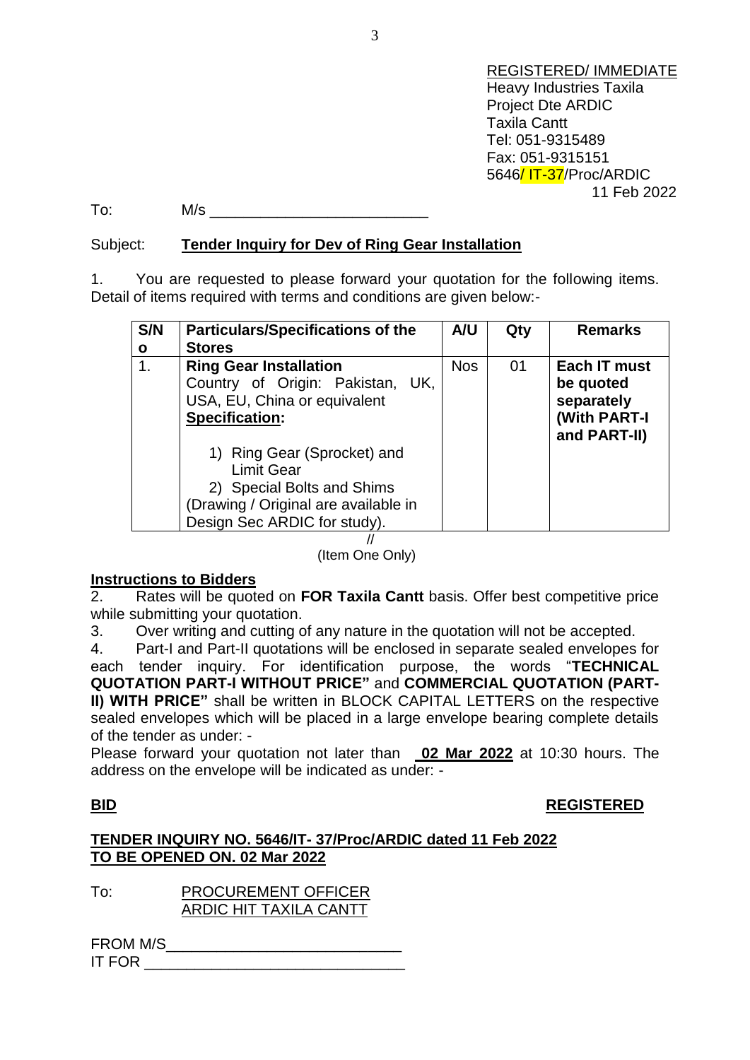REGISTERED/ IMMEDIATE
Heavy Industries Taxila
Project Dte ARDIC
Taxila Cantt
Tel: 051-9315489
Fax: 051-9315151
5646/ IT-37/Proc/ARDIC
11 Feb 2022

To: M/s ___________________________

Subject: **Tender Inquiry for Dev of Ring Gear Installation**

1. You are requested to please forward your quotation for the following items. Detail of items required with terms and conditions are given below:-

| S/No | Particulars/Specifications of the Stores | A/U | Qty | Remarks |
|---|---|---|---|---|
| 1. | **Ring Gear Installation**<br>Country of Origin: Pakistan, UK, USA, EU, China or equivalent<br>**Specification:**<br>1) Ring Gear (Sprocket) and Limit Gear<br>2) Special Bolts and Shims<br>(Drawing / Original are available in Design Sec ARDIC for study). | Nos | 01 | **Each IT must be quoted separately (With PART-I and PART-II)** |

//
(Item One Only)

**Instructions to Bidders**

2. Rates will be quoted on **FOR Taxila Cantt** basis. Offer best competitive price while submitting your quotation.

3. Over writing and cutting of any nature in the quotation will not be accepted.

4. Part-I and Part-II quotations will be enclosed in separate sealed envelopes for each tender inquiry. For identification purpose, the words "**TECHNICAL QUOTATION PART-I WITHOUT PRICE"** and **COMMERCIAL QUOTATION (PART-II) WITH PRICE"** shall be written in BLOCK CAPITAL LETTERS on the respective sealed envelopes which will be placed in a large envelope bearing complete details of the tender as under: -

Please forward your quotation not later than **02 Mar 2022** at 10:30 hours. The address on the envelope will be indicated as under: -

**BID** **REGISTERED**

**TENDER INQUIRY NO. 5646/IT- 37/Proc/ARDIC dated 11 Feb 2022**
**TO BE OPENED ON. 02 Mar 2022**

To: PROCUREMENT OFFICER
ARDIC HIT TAXILA CANTT

FROM M/S___________________________
IT FOR _____________________________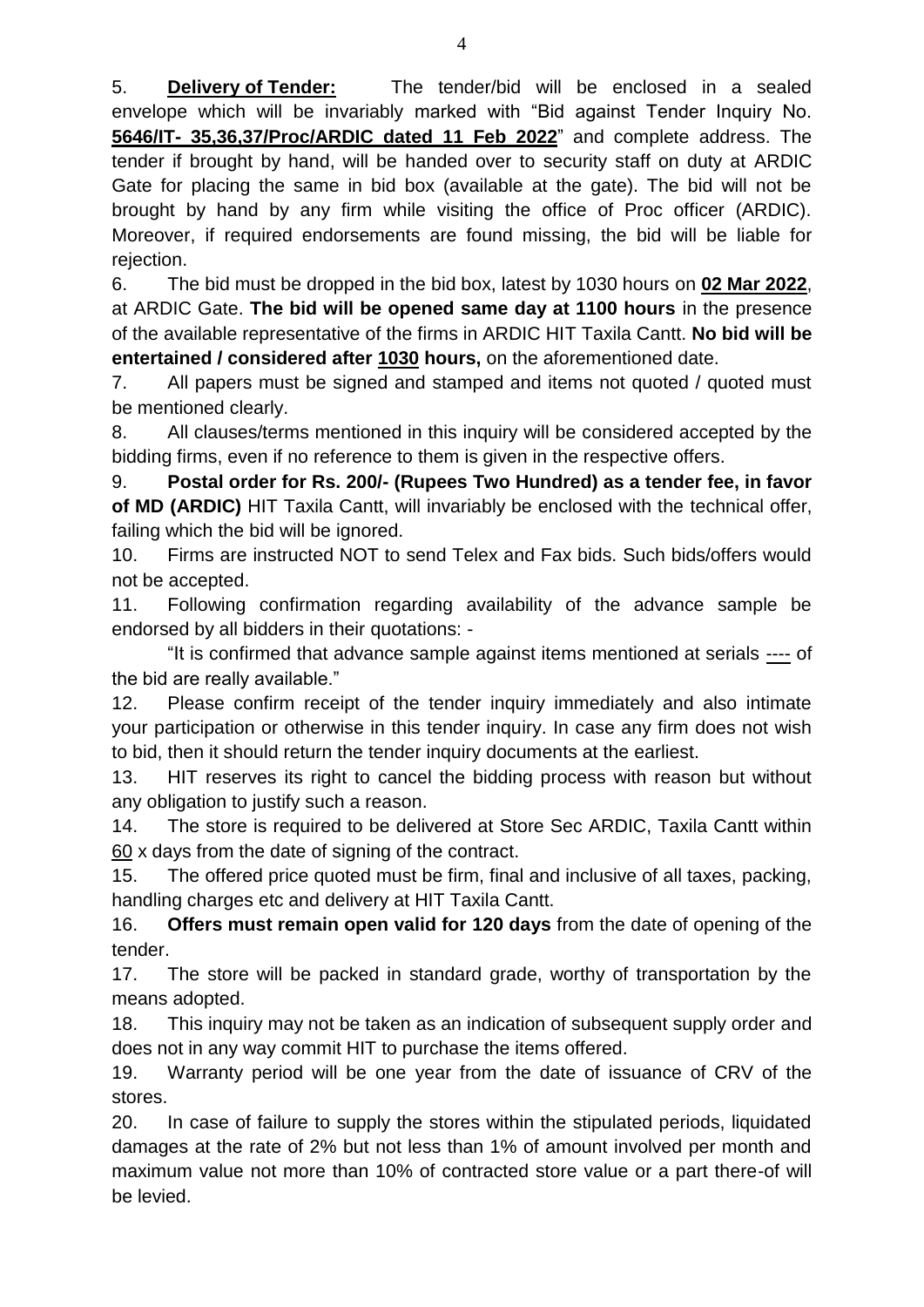5. **Delivery of Tender:** The tender/bid will be enclosed in a sealed envelope which will be invariably marked with "Bid against Tender Inquiry No. **5646/IT- 35,36,37/Proc/ARDIC dated 11 Feb 2022**" and complete address. The tender if brought by hand, will be handed over to security staff on duty at ARDIC Gate for placing the same in bid box (available at the gate). The bid will not be brought by hand by any firm while visiting the office of Proc officer (ARDIC). Moreover, if required endorsements are found missing, the bid will be liable for rejection.

6. The bid must be dropped in the bid box, latest by 1030 hours on **02 Mar 2022**, at ARDIC Gate. **The bid will be opened same day at 1100 hours** in the presence of the available representative of the firms in ARDIC HIT Taxila Cantt. **No bid will be entertained / considered after 1030 hours,** on the aforementioned date.

7. All papers must be signed and stamped and items not quoted / quoted must be mentioned clearly.

8. All clauses/terms mentioned in this inquiry will be considered accepted by the bidding firms, even if no reference to them is given in the respective offers.

9. **Postal order for Rs. 200/- (Rupees Two Hundred) as a tender fee, in favor of MD (ARDIC)** HIT Taxila Cantt, will invariably be enclosed with the technical offer, failing which the bid will be ignored.

10. Firms are instructed NOT to send Telex and Fax bids. Such bids/offers would not be accepted.

11. Following confirmation regarding availability of the advance sample be endorsed by all bidders in their quotations: -

"It is confirmed that advance sample against items mentioned at serials ---- of the bid are really available."

12. Please confirm receipt of the tender inquiry immediately and also intimate your participation or otherwise in this tender inquiry. In case any firm does not wish to bid, then it should return the tender inquiry documents at the earliest.

13. HIT reserves its right to cancel the bidding process with reason but without any obligation to justify such a reason.

14. The store is required to be delivered at Store Sec ARDIC, Taxila Cantt within 60 x days from the date of signing of the contract.

15. The offered price quoted must be firm, final and inclusive of all taxes, packing, handling charges etc and delivery at HIT Taxila Cantt.

16. **Offers must remain open valid for 120 days** from the date of opening of the tender.

17. The store will be packed in standard grade, worthy of transportation by the means adopted.

18. This inquiry may not be taken as an indication of subsequent supply order and does not in any way commit HIT to purchase the items offered.

19. Warranty period will be one year from the date of issuance of CRV of the stores.

20. In case of failure to supply the stores within the stipulated periods, liquidated damages at the rate of 2% but not less than 1% of amount involved per month and maximum value not more than 10% of contracted store value or a part there-of will be levied.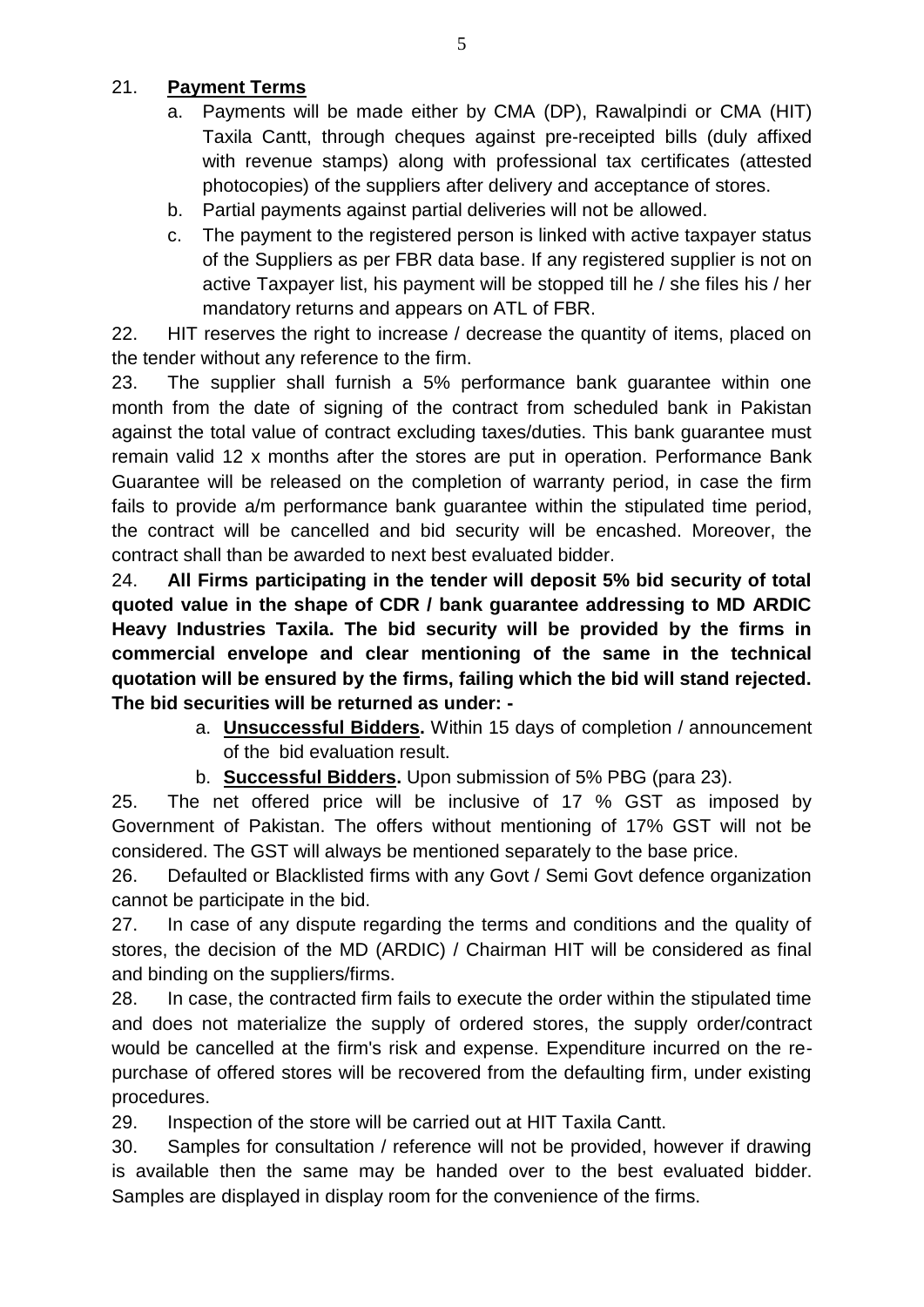21. **Payment Terms**

   a. Payments will be made either by CMA (DP), Rawalpindi or CMA (HIT) Taxila Cantt, through cheques against pre-receipted bills (duly affixed with revenue stamps) along with professional tax certificates (attested photocopies) of the suppliers after delivery and acceptance of stores.

   b. Partial payments against partial deliveries will not be allowed.

   c. The payment to the registered person is linked with active taxpayer status of the Suppliers as per FBR data base. If any registered supplier is not on active Taxpayer list, his payment will be stopped till he / she files his / her mandatory returns and appears on ATL of FBR.

22. HIT reserves the right to increase / decrease the quantity of items, placed on the tender without any reference to the firm.

23. The supplier shall furnish a 5% performance bank guarantee within one month from the date of signing of the contract from scheduled bank in Pakistan against the total value of contract excluding taxes/duties. This bank guarantee must remain valid 12 x months after the stores are put in operation. Performance Bank Guarantee will be released on the completion of warranty period, in case the firm fails to provide a/m performance bank guarantee within the stipulated time period, the contract will be cancelled and bid security will be encashed. Moreover, the contract shall than be awarded to next best evaluated bidder.

24. **All Firms participating in the tender will deposit 5% bid security of total quoted value in the shape of CDR / bank guarantee addressing to MD ARDIC Heavy Industries Taxila. The bid security will be provided by the firms in commercial envelope and clear mentioning of the same in the technical quotation will be ensured by the firms, failing which the bid will stand rejected. The bid securities will be returned as under: -**

   a. **Unsuccessful Bidders.** Within 15 days of completion / announcement of the bid evaluation result.

   b. **Successful Bidders.** Upon submission of 5% PBG (para 23).

25. The net offered price will be inclusive of 17 % GST as imposed by Government of Pakistan. The offers without mentioning of 17% GST will not be considered. The GST will always be mentioned separately to the base price.

26. Defaulted or Blacklisted firms with any Govt / Semi Govt defence organization cannot be participate in the bid.

27. In case of any dispute regarding the terms and conditions and the quality of stores, the decision of the MD (ARDIC) / Chairman HIT will be considered as final and binding on the suppliers/firms.

28. In case, the contracted firm fails to execute the order within the stipulated time and does not materialize the supply of ordered stores, the supply order/contract would be cancelled at the firm's risk and expense. Expenditure incurred on the re-purchase of offered stores will be recovered from the defaulting firm, under existing procedures.

29. Inspection of the store will be carried out at HIT Taxila Cantt.

30. Samples for consultation / reference will not be provided, however if drawing is available then the same may be handed over to the best evaluated bidder. Samples are displayed in display room for the convenience of the firms.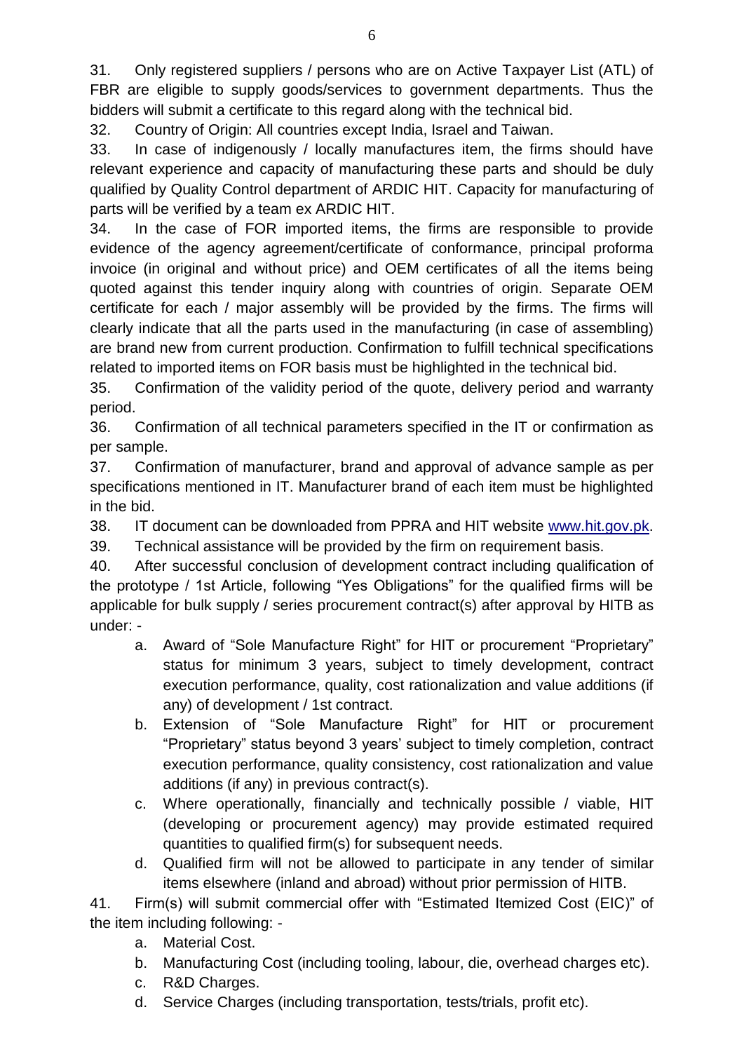31. Only registered suppliers / persons who are on Active Taxpayer List (ATL) of FBR are eligible to supply goods/services to government departments. Thus the bidders will submit a certificate to this regard along with the technical bid.

32. Country of Origin: All countries except India, Israel and Taiwan.

33. In case of indigenously / locally manufactures item, the firms should have relevant experience and capacity of manufacturing these parts and should be duly qualified by Quality Control department of ARDIC HIT. Capacity for manufacturing of parts will be verified by a team ex ARDIC HIT.

34. In the case of FOR imported items, the firms are responsible to provide evidence of the agency agreement/certificate of conformance, principal proforma invoice (in original and without price) and OEM certificates of all the items being quoted against this tender inquiry along with countries of origin. Separate OEM certificate for each / major assembly will be provided by the firms. The firms will clearly indicate that all the parts used in the manufacturing (in case of assembling) are brand new from current production. Confirmation to fulfill technical specifications related to imported items on FOR basis must be highlighted in the technical bid.

35. Confirmation of the validity period of the quote, delivery period and warranty period.

36. Confirmation of all technical parameters specified in the IT or confirmation as per sample.

37. Confirmation of manufacturer, brand and approval of advance sample as per specifications mentioned in IT. Manufacturer brand of each item must be highlighted in the bid.

38. IT document can be downloaded from PPRA and HIT website www.hit.gov.pk.

39. Technical assistance will be provided by the firm on requirement basis.

40. After successful conclusion of development contract including qualification of the prototype / 1st Article, following "Yes Obligations" for the qualified firms will be applicable for bulk supply / series procurement contract(s) after approval by HITB as under: -

   a. Award of "Sole Manufacture Right" for HIT or procurement "Proprietary" status for minimum 3 years, subject to timely development, contract execution performance, quality, cost rationalization and value additions (if any) of development / 1st contract.

   b. Extension of "Sole Manufacture Right" for HIT or procurement "Proprietary" status beyond 3 years' subject to timely completion, contract execution performance, quality consistency, cost rationalization and value additions (if any) in previous contract(s).

   c. Where operationally, financially and technically possible / viable, HIT (developing or procurement agency) may provide estimated required quantities to qualified firm(s) for subsequent needs.

   d. Qualified firm will not be allowed to participate in any tender of similar items elsewhere (inland and abroad) without prior permission of HITB.

41. Firm(s) will submit commercial offer with "Estimated Itemized Cost (EIC)" of the item including following: -

   a. Material Cost.

   b. Manufacturing Cost (including tooling, labour, die, overhead charges etc).

   c. R&D Charges.

   d. Service Charges (including transportation, tests/trials, profit etc).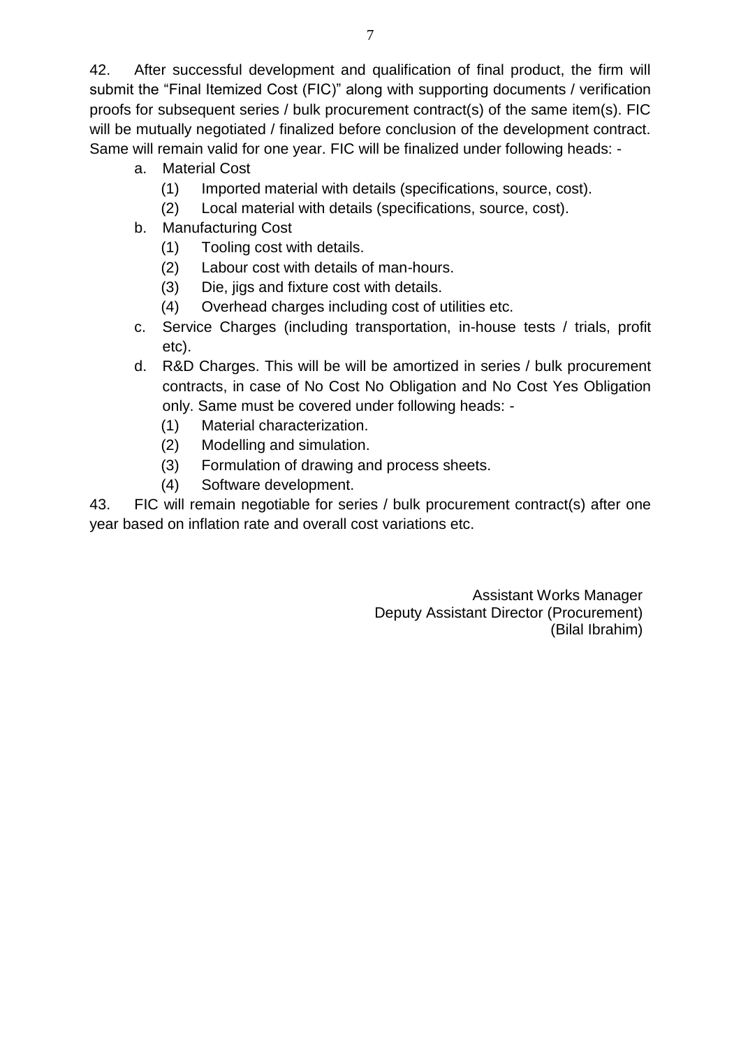42. After successful development and qualification of final product, the firm will submit the "Final Itemized Cost (FIC)" along with supporting documents / verification proofs for subsequent series / bulk procurement contract(s) of the same item(s). FIC will be mutually negotiated / finalized before conclusion of the development contract. Same will remain valid for one year. FIC will be finalized under following heads: -

a. Material Cost
   (1) Imported material with details (specifications, source, cost).
   (2) Local material with details (specifications, source, cost).

b. Manufacturing Cost
   (1) Tooling cost with details.
   (2) Labour cost with details of man-hours.
   (3) Die, jigs and fixture cost with details.
   (4) Overhead charges including cost of utilities etc.

c. Service Charges (including transportation, in-house tests / trials, profit etc).

d. R&D Charges. This will be will be amortized in series / bulk procurement contracts, in case of No Cost No Obligation and No Cost Yes Obligation only. Same must be covered under following heads: -
   (1) Material characterization.
   (2) Modelling and simulation.
   (3) Formulation of drawing and process sheets.
   (4) Software development.

43. FIC will remain negotiable for series / bulk procurement contract(s) after one year based on inflation rate and overall cost variations etc.

Assistant Works Manager
Deputy Assistant Director (Procurement)
(Bilal Ibrahim)